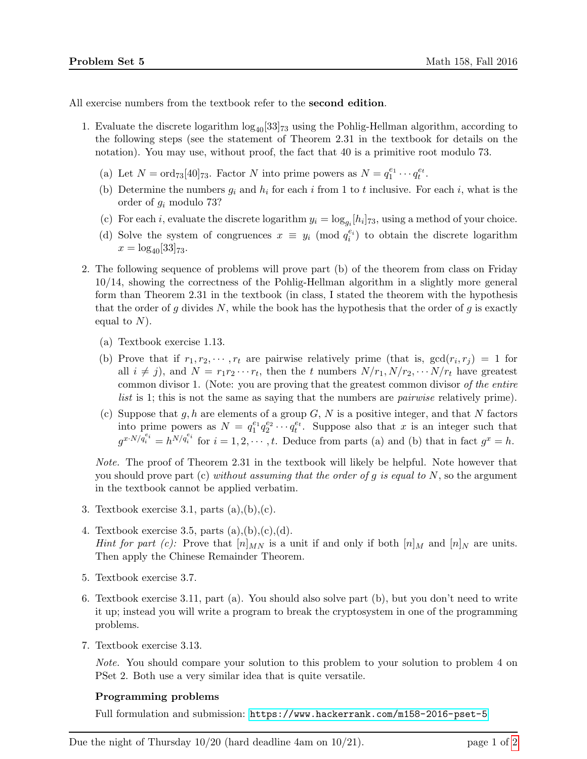All exercise numbers from the textbook refer to the **second edition**.

1. Evaluate the discrete logarithm $\log_{40}[33]_{73}$ using the Pohlig-Hellman algorithm, according to the following steps (see the statement of Theorem 2.31 in the textbook for details on the notation). You may use, without proof, the fact that 40 is a primitive root modulo 73.

   (a) Let $N = \text{ord}_{73}[40]_{73}$. Factor $N$ into prime powers as $N = q_1^{e_1} \cdots q_t^{e_t}$.

   (b) Determine the numbers $g_i$ and $h_i$ for each $i$ from 1 to $t$ inclusive. For each $i$, what is the order of $g_i$ modulo 73?

   (c) For each $i$, evaluate the discrete logarithm $y_i = \log_{g_i}[h_i]_{73}$, using a method of your choice.

   (d) Solve the system of congruences $x \equiv y_i \pmod{q_i^{e_i}}$ to obtain the discrete logarithm $x = \log_{40}[33]_{73}$.

2. The following sequence of problems will prove part (b) of the theorem from class on Friday 10/14, showing the correctness of the Pohlig-Hellman algorithm in a slightly more general form than Theorem 2.31 in the textbook (in class, I stated the theorem with the hypothesis that the order of $g$ divides $N$, while the book has the hypothesis that the order of $g$ is exactly equal to $N$).

   (a) Textbook exercise 1.13.

   (b) Prove that if $r_1, r_2, \cdots, r_t$ are pairwise relatively prime (that is, $\gcd(r_i, r_j) = 1$ for all $i \neq j$), and $N = r_1 r_2 \cdots r_t$, then the $t$ numbers $N/r_1, N/r_2, \cdots N/r_t$ have greatest common divisor 1. (Note: you are proving that the greatest common divisor *of the entire list* is 1; this is not the same as saying that the numbers are *pairwise* relatively prime).

   (c) Suppose that $g, h$ are elements of a group $G$, $N$ is a positive integer, and that $N$ factors into prime powers as $N = q_1^{e_1} q_2^{e_2} \cdots q_t^{e_t}$. Suppose also that $x$ is an integer such that $g^{x \cdot N/q_i^{e_i}} = h^{N/q_i^{e_i}}$ for $i = 1, 2, \cdots, t$. Deduce from parts (a) and (b) that in fact $g^x = h$.

   *Note.* The proof of Theorem 2.31 in the textbook will likely be helpful. Note however that you should prove part (c) *without assuming that the order of $g$ is equal to $N$*, so the argument in the textbook cannot be applied verbatim.

3. Textbook exercise 3.1, parts (a),(b),(c).

4. Textbook exercise 3.5, parts (a),(b),(c),(d).
   *Hint for part (c):* Prove that $[n]_{MN}$ is a unit if and only if both $[n]_M$ and $[n]_N$ are units. Then apply the Chinese Remainder Theorem.

5. Textbook exercise 3.7.

6. Textbook exercise 3.11, part (a). You should also solve part (b), but you don't need to write it up; instead you will write a program to break the cryptosystem in one of the programming problems.

7. Textbook exercise 3.13.

   *Note.* You should compare your solution to this problem to your solution to problem 4 on PSet 2. Both use a very similar idea that is quite versatile.

### Programming problems

Full formulation and submission: https://www.hackerrank.com/m158-2016-pset-5

Due the night of Thursday 10/20 (hard deadline 4am on 10/21).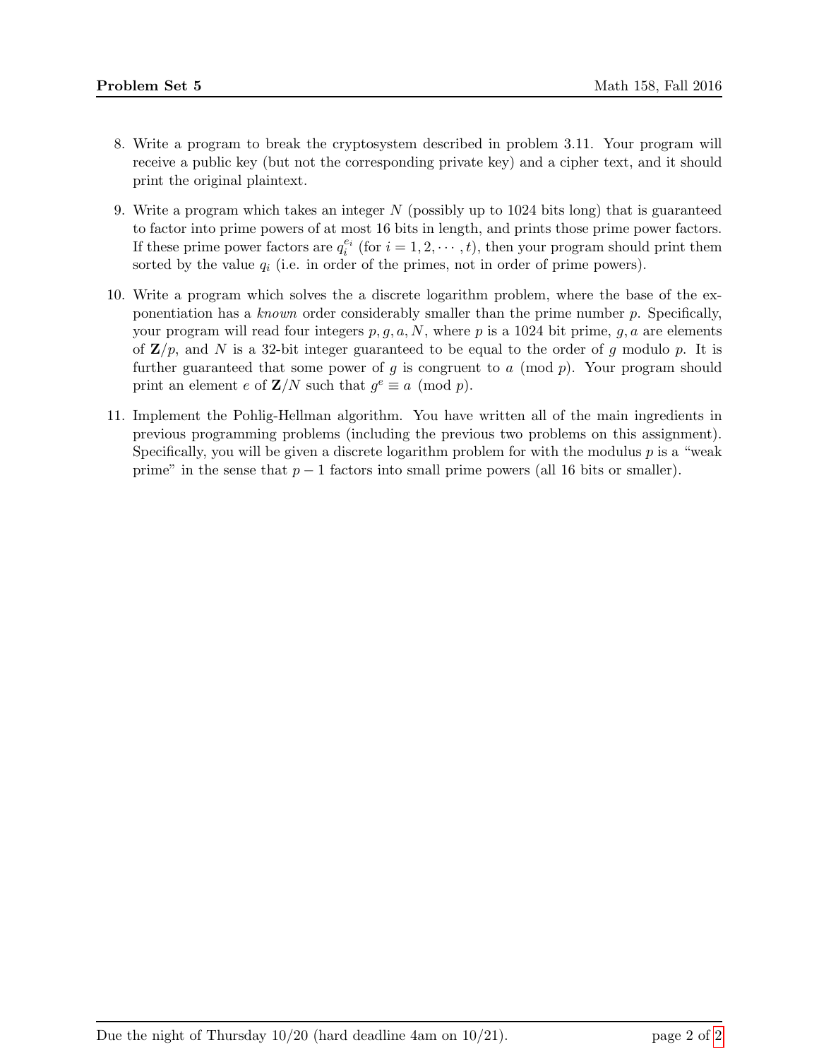8. Write a program to break the cryptosystem described in problem 3.11. Your program will receive a public key (but not the corresponding private key) and a cipher text, and it should print the original plaintext.

9. Write a program which takes an integer $N$ (possibly up to 1024 bits long) that is guaranteed to factor into prime powers of at most 16 bits in length, and prints those prime power factors. If these prime power factors are $q_i^{e_i}$ (for $i = 1, 2, \cdots, t$), then your program should print them sorted by the value $q_i$ (i.e. in order of the primes, not in order of prime powers).

10. Write a program which solves the a discrete logarithm problem, where the base of the exponentiation has a *known* order considerably smaller than the prime number $p$. Specifically, your program will read four integers $p, g, a, N$, where $p$ is a 1024 bit prime, $g, a$ are elements of $\mathbf{Z}/p$, and $N$ is a 32-bit integer guaranteed to be equal to the order of $g$ modulo $p$. It is further guaranteed that some power of $g$ is congruent to $a \pmod{p}$. Your program should print an element $e$ of $\mathbf{Z}/N$ such that $g^e \equiv a \pmod{p}$.

11. Implement the Pohlig-Hellman algorithm. You have written all of the main ingredients in previous programming problems (including the previous two problems on this assignment). Specifically, you will be given a discrete logarithm problem for with the modulus $p$ is a "weak prime" in the sense that $p - 1$ factors into small prime powers (all 16 bits or smaller).

Due the night of Thursday 10/20 (hard deadline 4am on 10/21).